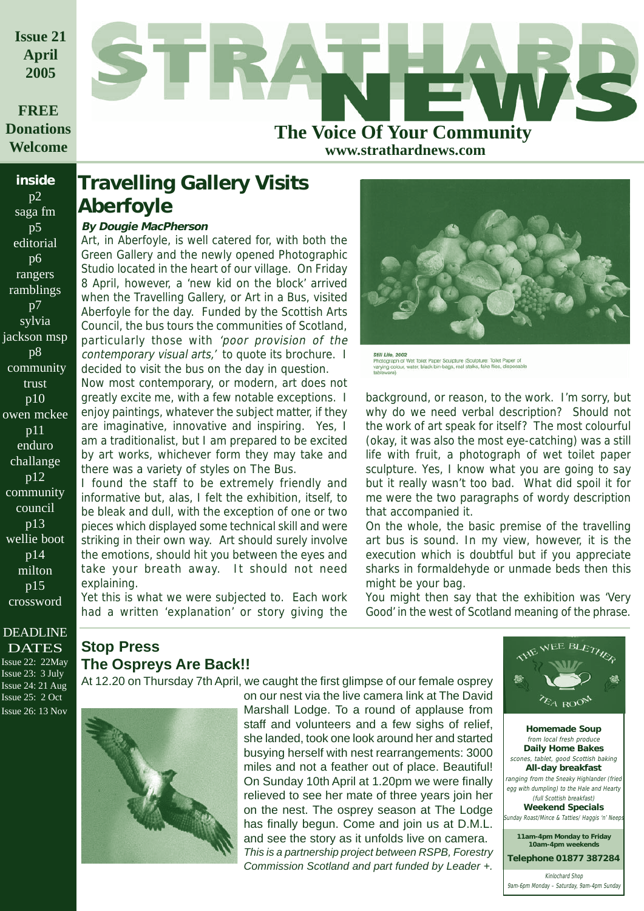Issue 21
April
2005

FREE
Donations
Welcome

# STRATHARD NEWS

**The Voice Of Your Community**
**www.strathardnews.com**

**inside**

- p2 saga fm
- p5 editorial
- p6 rangers ramblings
- p7 sylvia jackson msp
- p8 community trust
- p10 owen mckee
- p11 enduro challange
- p12 community council
- p13 wellie boot
- p14 milton
- p15 crossword

**DEADLINE DATES**

- Issue 22: 22May
- Issue 23: 3 July
- Issue 24: 21 Aug
- Issue 25: 2 Oct
- Issue 26: 13 Nov

## Travelling Gallery Visits Aberfoyle

***By Dougie MacPherson***

Art, in Aberfoyle, is well catered for, with both the Green Gallery and the newly opened Photographic Studio located in the heart of our village. On Friday 8 April, however, a 'new kid on the block' arrived when the Travelling Gallery, or Art in a Bus, visited Aberfoyle for the day. Funded by the Scottish Arts Council, the bus tours the communities of Scotland, particularly those with *'poor provision of the contemporary visual arts,'* to quote its brochure. I decided to visit the bus on the day in question.

Now most contemporary, or modern, art does not greatly excite me, with a few notable exceptions. I enjoy paintings, whatever the subject matter, if they are imaginative, innovative and inspiring. Yes, I am a traditionalist, but I am prepared to be excited by art works, whichever form they may take and there was a variety of styles on The Bus.

I found the staff to be extremely friendly and informative but, alas, I felt the exhibition, itself, to be bleak and dull, with the exception of one or two pieces which displayed some technical skill and were striking in their own way. Art should surely involve the emotions, should hit you between the eyes and take your breath away. It should not need explaining.

Yet this is what we were subjected to. Each work had a written 'explanation' or story giving the background, or reason, to the work. I'm sorry, but why do we need verbal description? Should not the work of art speak for itself? The most colourful (okay, it was also the most eye-catching) was a still life with fruit, a photograph of wet toilet paper sculpture. Yes, I know what you are going to say but it really wasn't too bad. What did spoil it for me were the two paragraphs of wordy description that accompanied it.

*Still Life, 2002*
Photograph of Wet Toilet Paper Sculpture (Sculpture: Toilet Paper of varying colour, water, black bin-bags, real stalks, fake flies, disposable tableware)

On the whole, the basic premise of the travelling art bus is sound. In my view, however, it is the execution which is doubtful but if you appreciate sharks in formaldehyde or unmade beds then this might be your bag.

You might then say that the exhibition was 'Very Good' in the west of Scotland meaning of the phrase.

## Stop Press
## The Ospreys Are Back!!

At 12.20 on Thursday 7th April, we caught the first glimpse of our female osprey on our nest via the live camera link at The David Marshall Lodge. To a round of applause from staff and volunteers and a few sighs of relief, she landed, took one look around her and started busying herself with nest rearrangements: 3000 miles and not a feather out of place. Beautiful! On Sunday 10th April at 1.20pm we were finally relieved to see her mate of three years join her on the nest. The osprey season at The Lodge has finally begun. Come and join us at D.M.L. and see the story as it unfolds live on camera.

*This is a partnership project between RSPB, Forestry Commission Scotland and part funded by Leader +.*

---

THE WEE BLETHER TEA ROOM

**Homemade Soup**
*from local fresh produce*

**Daily Home Bakes**
*scones, tablet, good Scottish baking*

**All-day breakfast**
*ranging from the Sneaky Highlander (fried egg with dumpling) to the Hale and Hearty (full Scottish breakfast)*

**Weekend Specials**
*Sunday Roast/Mince & Tatties/ Haggis 'n' Neeps*

**11am-4pm Monday to Friday**
**10am-4pm weekends**

**Telephone 01877 387284**

*Kinlochard Shop*
*9am-6pm Monday – Saturday, 9am-4pm Sunday*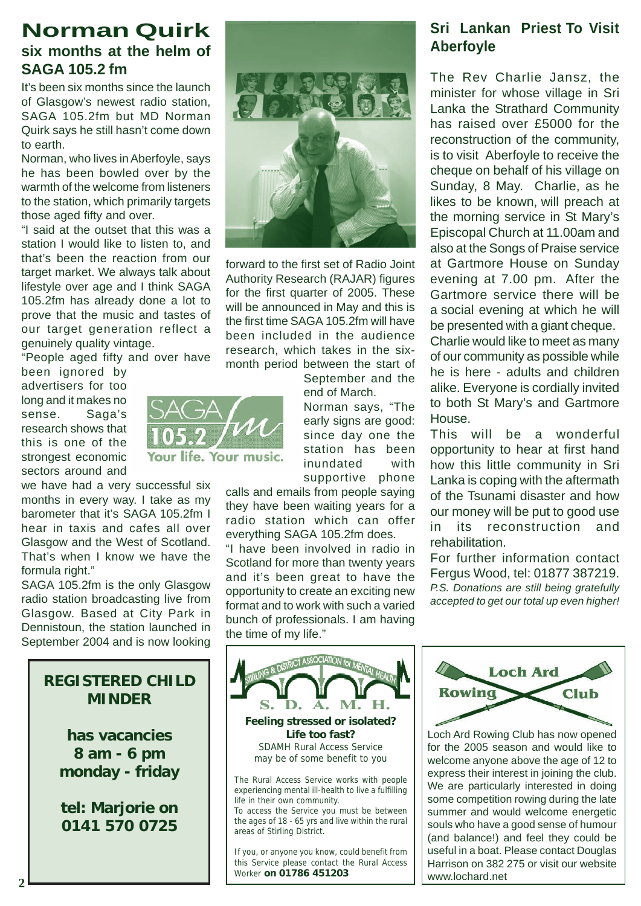## Norman Quirk

### six months at the helm of SAGA 105.2 fm

It's been six months since the launch of Glasgow's newest radio station, SAGA 105.2fm but MD Norman Quirk says he still hasn't come down to earth.

Norman, who lives in Aberfoyle, says he has been bowled over by the warmth of the welcome from listeners to the station, which primarily targets those aged fifty and over.

"I said at the outset that this was a station I would like to listen to, and that's been the reaction from our target market. We always talk about lifestyle over age and I think SAGA 105.2fm has already done a lot to prove that the music and tastes of our target generation reflect a genuinely quality vintage.

"People aged fifty and over have been ignored by advertisers for too long and it makes no sense. Saga's research shows that this is one of the strongest economic sectors around and we have had a very successful six months in every way. I take as my barometer that it's SAGA 105.2fm I hear in taxis and cafes all over Glasgow and the West of Scotland. That's when I know we have the formula right."

SAGA 105.2fm is the only Glasgow radio station broadcasting live from Glasgow. Based at City Park in Dennistoun, the station launched in September 2004 and is now looking forward to the first set of Radio Joint Authority Research (RAJAR) figures for the first quarter of 2005. These will be announced in May and this is the first time SAGA 105.2fm will have been included in the audience research, which takes in the six-month period between the start of September and the end of March.

SAGA 105.2 fm — Your life. Your music.

Norman says, "The early signs are good: since day one the station has been inundated with supportive phone calls and emails from people saying they have been waiting years for a radio station which can offer everything SAGA 105.2fm does.

"I have been involved in radio in Scotland for more than twenty years and it's been great to have the opportunity to create an exciting new format and to work with such a varied bunch of professionals. I am having the time of my life."

## Sri Lankan Priest To Visit Aberfoyle

The Rev Charlie Jansz, the minister for whose village in Sri Lanka the Strathard Community has raised over £5000 for the reconstruction of the community, is to visit Aberfoyle to receive the cheque on behalf of his village on Sunday, 8 May. Charlie, as he likes to be known, will preach at the morning service in St Mary's Episcopal Church at 11.00am and also at the Songs of Praise service at Gartmore House on Sunday evening at 7.00 pm. After the Gartmore service there will be a social evening at which he will be presented with a giant cheque.

Charlie would like to meet as many of our community as possible while he is here - adults and children alike. Everyone is cordially invited to both St Mary's and Gartmore House.

This will be a wonderful opportunity to hear at first hand how this little community in Sri Lanka is coping with the aftermath of the Tsunami disaster and how our money will be put to good use in its reconstruction and rehabilitation.

For further information contact Fergus Wood, tel: 01877 387219.

*P.S. Donations are still being gratefully accepted to get our total up even higher!*

---

**REGISTERED CHILD MINDER**

**has vacancies**
**8 am - 6 pm**
**monday - friday**

**tel: Marjorie on 0141 570 0725**

---

STIRLING & DISTRICT ASSOCIATION for MENTAL HEALTH

**S. D. A. M. H.**

**Feeling stressed or isolated? Life too fast?**

SDAMH Rural Access Service may be of some benefit to you

The Rural Access Service works with people experiencing mental ill-health to live a fulfilling life in their own community.

To access the Service you must be between the ages of 18 - 65 yrs and live within the rural areas of Stirling District.

If you, or anyone you know, could benefit from this Service please contact the Rural Access Worker **on 01786 451203**

---

**Loch Ard Rowing Club**

Loch Ard Rowing Club has now opened for the 2005 season and would like to welcome anyone above the age of 12 to express their interest in joining the club. We are particularly interested in doing some competition rowing during the late summer and would welcome energetic souls who have a good sense of humour (and balance!) and feel they could be useful in a boat. Please contact Douglas Harrison on 382 275 or visit our website www.lochard.net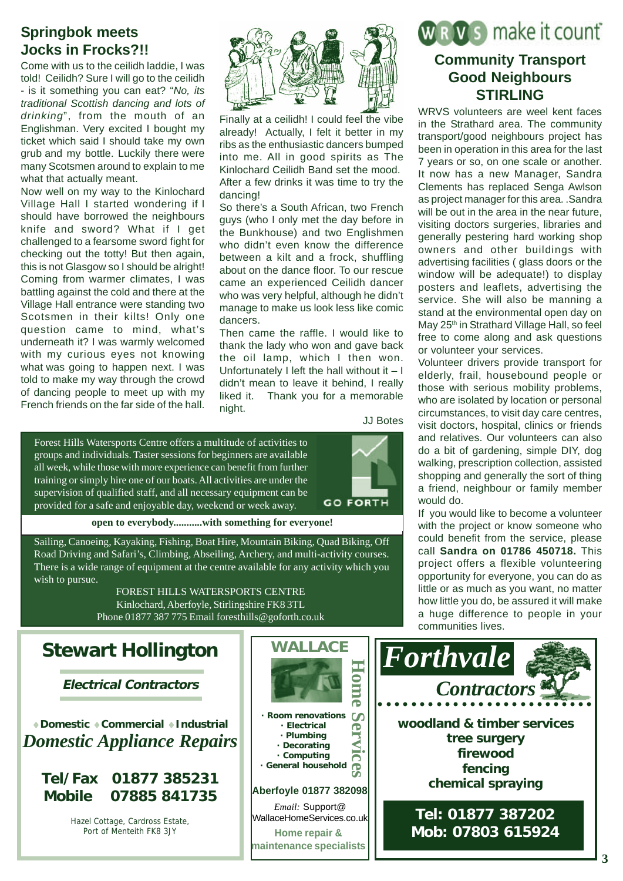## Springbok meets Jocks in Frocks?!!

Come with us to the ceilidh laddie, I was told! Ceilidh? Sure I will go to the ceilidh - is it something you can eat? "*No, its traditional Scottish dancing and lots of drinking*", from the mouth of an Englishman. Very excited I bought my ticket which said I should take my own grub and my bottle. Luckily there were many Scotsmen around to explain to me what that actually meant.

Now well on my way to the Kinlochard Village Hall I started wondering if I should have borrowed the neighbours knife and sword? What if I get challenged to a fearsome sword fight for checking out the totty! But then again, this is not Glasgow so I should be alright! Coming from warmer climates, I was battling against the cold and there at the Village Hall entrance were standing two Scotsmen in their kilts! Only one question came to mind, what's underneath it? I was warmly welcomed with my curious eyes not knowing what was going to happen next. I was told to make my way through the crowd of dancing people to meet up with my French friends on the far side of the hall.

Finally at a ceilidh! I could feel the vibe already! Actually, I felt it better in my ribs as the enthusiastic dancers bumped into me. All in good spirits as The Kinlochard Ceilidh Band set the mood. After a few drinks it was time to try the dancing!

So there's a South African, two French guys (who I only met the day before in the Bunkhouse) and two Englishmen who didn't even know the difference between a kilt and a frock, shuffling about on the dance floor. To our rescue came an experienced Ceilidh dancer who was very helpful, although he didn't manage to make us look less like comic dancers.

Then came the raffle. I would like to thank the lady who won and gave back the oil lamp, which I then won. Unfortunately I left the hall without it – I didn't mean to leave it behind, I really liked it. Thank you for a memorable night.

JJ Botes

Forest Hills Watersports Centre offers a multitude of activities to groups and individuals. Taster sessions for beginners are available all week, while those with more experience can benefit from further training or simply hire one of our boats. All activities are under the supervision of qualified staff, and all necessary equipment can be provided for a safe and enjoyable day, weekend or week away.

GO FORTH

**open to everybody...........with something for everyone!**

Sailing, Canoeing, Kayaking, Fishing, Boat Hire, Mountain Biking, Quad Biking, Off Road Driving and Safari's, Climbing, Abseiling, Archery, and multi-activity courses. There is a wide range of equipment at the centre available for any activity which you wish to pursue.

FOREST HILLS WATERSPORTS CENTRE
Kinlochard, Aberfoyle, Stirlingshire FK8 3TL
Phone 01877 387 775 Email foresthills@goforth.co.uk

WRVS make it count

## Community Transport Good Neighbours STIRLING

WRVS volunteers are weel kent faces in the Strathard area. The community transport/good neighbours project has been in operation in this area for the last 7 years or so, on one scale or another. It now has a new Manager, Sandra Clements has replaced Senga Awlson as project manager for this area. .Sandra will be out in the area in the near future, visiting doctors surgeries, libraries and generally pestering hard working shop owners and other buildings with advertising facilities ( glass doors or the window will be adequate!) to display posters and leaflets, advertising the service. She will also be manning a stand at the environmental open day on May 25th in Strathard Village Hall, so feel free to come along and ask questions or volunteer your services.

Volunteer drivers provide transport for elderly, frail, housebound people or those with serious mobility problems, who are isolated by location or personal circumstances, to visit day care centres, visit doctors, hospital, clinics or friends and relatives. Our volunteers can also do a bit of gardening, simple DIY, dog walking, prescription collection, assisted shopping and generally the sort of thing a friend, neighbour or family member would do.

If you would like to become a volunteer with the project or know someone who could benefit from the service, please call **Sandra on 01786 450718.** This project offers a flexible volunteering opportunity for everyone, you can do as little or as much as you want, no matter how little you do, be assured it will make a huge difference to people in your communities lives.

## Stewart Hollington

***Electrical Contractors***

**♦Domestic ♦Commercial ♦Industrial**

***Domestic Appliance Repairs***

**Tel/Fax 01877 385231**
**Mobile 07885 841735**

Hazel Cottage, Cardross Estate,
Port of Menteith FK8 3JY

**WALLACE Home Services**

- **Room renovations**
- **Electrical**
- **Plumbing**
- **Decorating**
- **Computing**
- **General household**

**Aberfoyle 01877 382098**

*Email:* Support@WallaceHomeServices.co.uk

**Home repair & maintenance specialists**

***Forthvale Contractors***

**woodland & timber services**
**tree surgery**
**firewood**
**fencing**
**chemical spraying**

**Tel: 01877 387202**
**Mob: 07803 615924**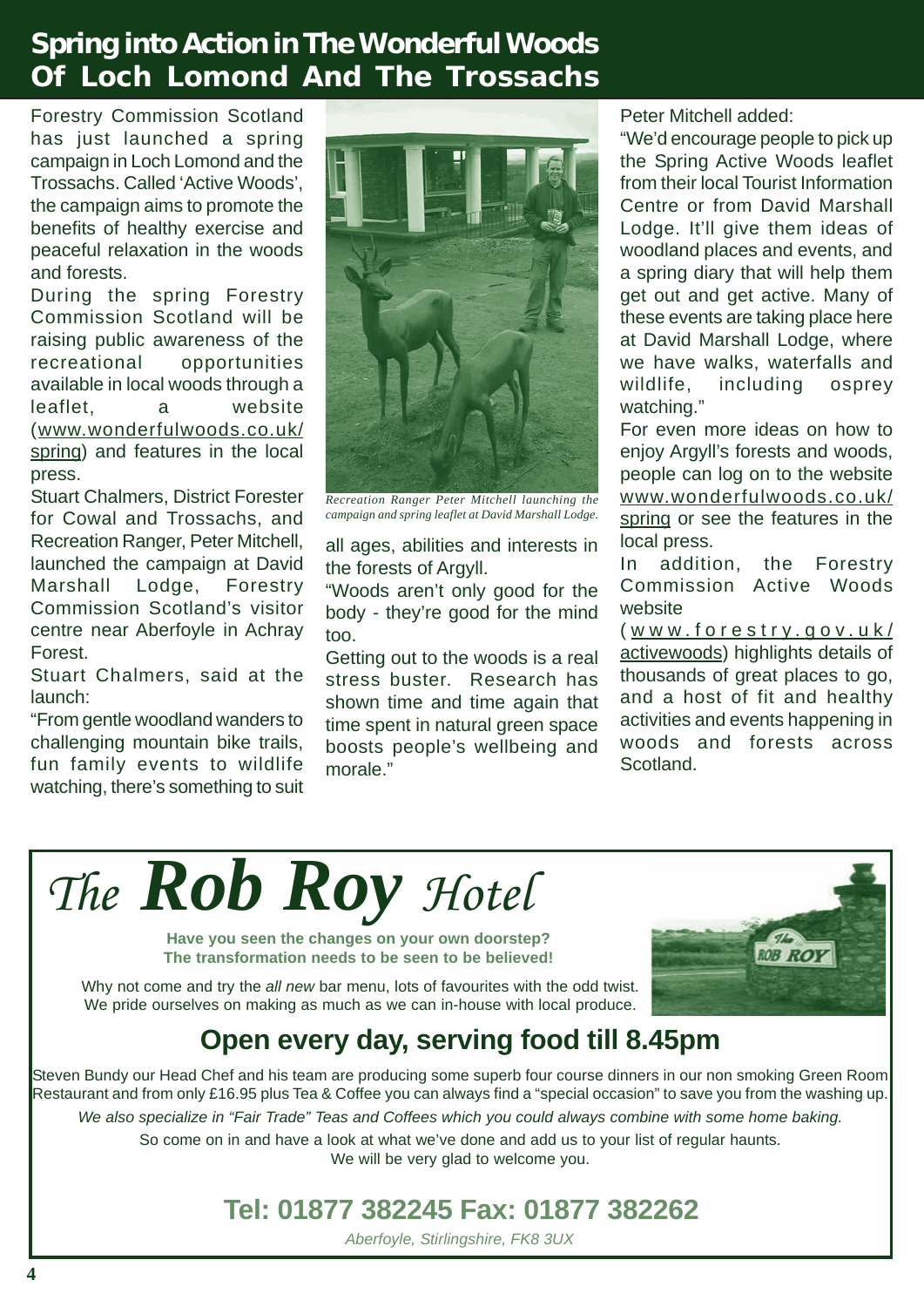# Spring into Action in The Wonderful Woods Of Loch Lomond And The Trossachs

Forestry Commission Scotland has just launched a spring campaign in Loch Lomond and the Trossachs. Called 'Active Woods', the campaign aims to promote the benefits of healthy exercise and peaceful relaxation in the woods and forests.

During the spring Forestry Commission Scotland will be raising public awareness of the recreational opportunities available in local woods through a leaflet, a website (www.wonderfulwoods.co.uk/spring) and features in the local press.

Stuart Chalmers, District Forester for Cowal and Trossachs, and Recreation Ranger, Peter Mitchell, launched the campaign at David Marshall Lodge, Forestry Commission Scotland's visitor centre near Aberfoyle in Achray Forest.

Stuart Chalmers, said at the launch:

"From gentle woodland wanders to challenging mountain bike trails, fun family events to wildlife watching, there's something to suit all ages, abilities and interests in the forests of Argyll.

"Woods aren't only good for the body - they're good for the mind too.

Getting out to the woods is a real stress buster. Research has shown time and time again that time spent in natural green space boosts people's wellbeing and morale."

*Recreation Ranger Peter Mitchell launching the campaign and spring leaflet at David Marshall Lodge.*

Peter Mitchell added:

"We'd encourage people to pick up the Spring Active Woods leaflet from their local Tourist Information Centre or from David Marshall Lodge. It'll give them ideas of woodland places and events, and a spring diary that will help them get out and get active. Many of these events are taking place here at David Marshall Lodge, where we have walks, waterfalls and wildlife, including osprey watching."

For even more ideas on how to enjoy Argyll's forests and woods, people can log on to the website www.wonderfulwoods.co.uk/spring or see the features in the local press.

In addition, the Forestry Commission Active Woods website (www.forestry.gov.uk/activewoods) highlights details of thousands of great places to go, and a host of fit and healthy activities and events happening in woods and forests across Scotland.

---

# The **Rob Roy** Hotel

**Have you seen the changes on your own doorstep?**
**The transformation needs to be seen to be believed!**

Why not come and try the *all new* bar menu, lots of favourites with the odd twist. We pride ourselves on making as much as we can in-house with local produce.

## Open every day, serving food till 8.45pm

Steven Bundy our Head Chef and his team are producing some superb four course dinners in our non smoking Green Room Restaurant and from only £16.95 plus Tea & Coffee you can always find a "special occasion" to save you from the washing up.

*We also specialize in "Fair Trade" Teas and Coffees which you could always combine with some home baking.*

So come on in and have a look at what we've done and add us to your list of regular haunts.
We will be very glad to welcome you.

## Tel: 01877 382245 Fax: 01877 382262

*Aberfoyle, Stirlingshire, FK8 3UX*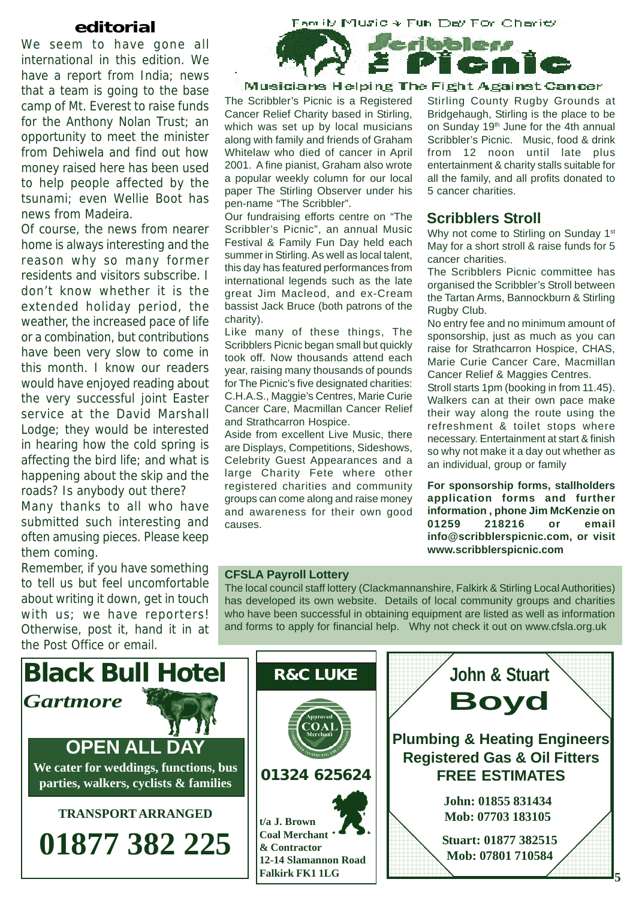## editorial

We seem to have gone all international in this edition. We have a report from India; news that a team is going to the base camp of Mt. Everest to raise funds for the Anthony Nolan Trust; an opportunity to meet the minister from Dehiwela and find out how money raised here has been used to help people affected by the tsunami; even Wellie Boot has news from Madeira.

Of course, the news from nearer home is always interesting and the reason why so many former residents and visitors subscribe. I don't know whether it is the extended holiday period, the weather, the increased pace of life or a combination, but contributions have been very slow to come in this month. I know our readers would have enjoyed reading about the very successful joint Easter service at the David Marshall Lodge; they would be interested in hearing how the cold spring is affecting the bird life; and what is happening about the skip and the roads? Is anybody out there?

Many thanks to all who have submitted such interesting and often amusing pieces. Please keep them coming.

Remember, if you have something to tell us but feel uncomfortable about writing it down, get in touch with us; we have reporters! Otherwise, post it, hand it in at the Post Office or email.

Family Music + Fun Day For Charity

# Scribblers Picnic

Musicians Helping The Fight Against Cancer

The Scribbler's Picnic is a Registered Cancer Relief Charity based in Stirling, which was set up by local musicians along with family and friends of Graham Whitelaw who died of cancer in April 2001. A fine pianist, Graham also wrote a popular weekly column for our local paper The Stirling Observer under his pen-name "The Scribbler".

Our fundraising efforts centre on "The Scribbler's Picnic", an annual Music Festival & Family Fun Day held each summer in Stirling. As well as local talent, this day has featured performances from international legends such as the late great Jim Macleod, and ex-Cream bassist Jack Bruce (both patrons of the charity).

Like many of these things, The Scribblers Picnic began small but quickly took off. Now thousands attend each year, raising many thousands of pounds for The Picnic's five designated charities: C.H.A.S., Maggie's Centres, Marie Curie Cancer Care, Macmillan Cancer Relief and Strathcarron Hospice.

Aside from excellent Live Music, there are Displays, Competitions, Sideshows, Celebrity Guest Appearances and a large Charity Fete where other registered charities and community groups can come along and raise money and awareness for their own good causes.

Stirling County Rugby Grounds at Bridgehaugh, Stirling is the place to be on Sunday 19th June for the 4th annual Scribbler's Picnic. Music, food & drink from 12 noon until late plus entertainment & charity stalls suitable for all the family, and all profits donated to 5 cancer charities.

## Scribblers Stroll

Why not come to Stirling on Sunday 1st May for a short stroll & raise funds for 5 cancer charities.

The Scribblers Picnic committee has organised the Scribbler's Stroll between the Tartan Arms, Bannockburn & Stirling Rugby Club.

No entry fee and no minimum amount of sponsorship, just as much as you can raise for Strathcarron Hospice, CHAS, Marie Curie Cancer Care, Macmillan Cancer Relief & Maggies Centres.

Stroll starts 1pm (booking in from 11.45). Walkers can at their own pace make their way along the route using the refreshment & toilet stops where necessary. Entertainment at start & finish so why not make it a day out whether as an individual, group or family

**For sponsorship forms, stallholders application forms and further information , phone Jim McKenzie on 01259 218216 or email info@scribblerspicnic.com, or visit www.scribblerspicnic.com**

**CFSLA Payroll Lottery**

The local council staff lottery (Clackmannanshire, Falkirk & Stirling Local Authorities) has developed its own website. Details of local community groups and charities who have been successful in obtaining equipment are listed as well as information and forms to apply for financial help. Why not check it out on www.cfsla.org.uk

# Black Bull Hotel
*Gartmore*

**OPEN ALL DAY**

**We cater for weddings, functions, bus parties, walkers, cyclists & families**

**TRANSPORT ARRANGED**

**01877 382 225**

**R&C LUKE**

Approved COAL Merchant

**01324 625624**

**t/a J. Brown**
**Coal Merchant**
**& Contractor**
**12-14 Slamannon Road**
**Falkirk FK1 1LG**

**John & Stuart**
# Boyd

**Plumbing & Heating Engineers**
**Registered Gas & Oil Fitters**
**FREE ESTIMATES**

**John: 01855 831434**
**Mob: 07703 183105**

**Stuart: 01877 382515**
**Mob: 07801 710584**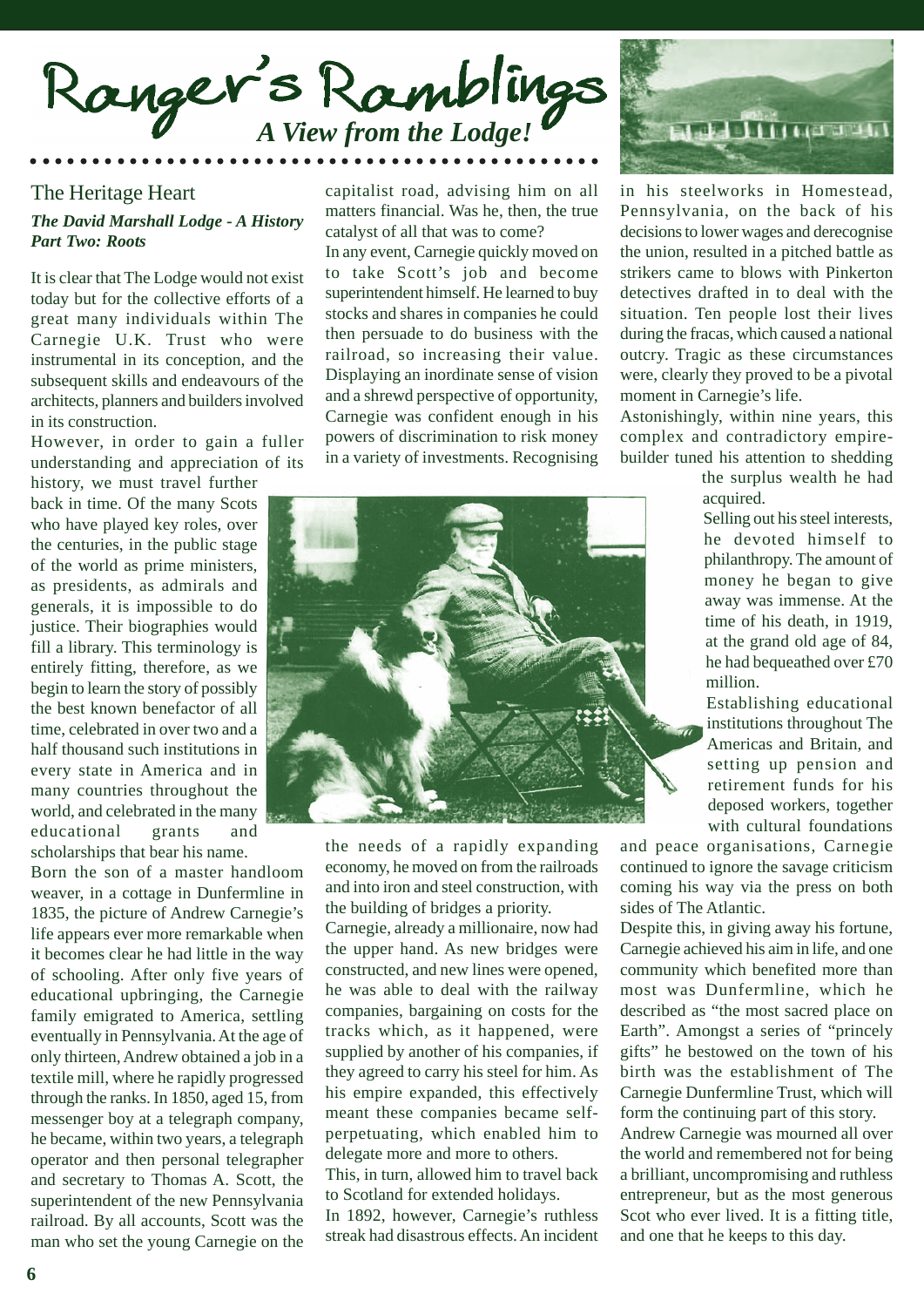# Ranger's Ramblings

## *A View from the Lodge!*

### The Heritage Heart

***The David Marshall Lodge - A History Part Two: Roots***

It is clear that The Lodge would not exist today but for the collective efforts of a great many individuals within The Carnegie U.K. Trust who were instrumental in its conception, and the subsequent skills and endeavours of the architects, planners and builders involved in its construction.

However, in order to gain a fuller understanding and appreciation of its history, we must travel further back in time. Of the many Scots who have played key roles, over the centuries, in the public stage of the world as prime ministers, as presidents, as admirals and generals, it is impossible to do justice. Their biographies would fill a library. This terminology is entirely fitting, therefore, as we begin to learn the story of possibly the best known benefactor of all time, celebrated in over two and a half thousand such institutions in every state in America and in many countries throughout the world, and celebrated in the many educational grants and scholarships that bear his name.

Born the son of a master handloom weaver, in a cottage in Dunfermline in 1835, the picture of Andrew Carnegie's life appears ever more remarkable when it becomes clear he had little in the way of schooling. After only five years of educational upbringing, the Carnegie family emigrated to America, settling eventually in Pennsylvania. At the age of only thirteen, Andrew obtained a job in a textile mill, where he rapidly progressed through the ranks. In 1850, aged 15, from messenger boy at a telegraph company, he became, within two years, a telegraph operator and then personal telegrapher and secretary to Thomas A. Scott, the superintendent of the new Pennsylvania railroad. By all accounts, Scott was the man who set the young Carnegie on the capitalist road, advising him on all matters financial. Was he, then, the true catalyst of all that was to come?

In any event, Carnegie quickly moved on to take Scott's job and become superintendent himself. He learned to buy stocks and shares in companies he could then persuade to do business with the railroad, so increasing their value. Displaying an inordinate sense of vision and a shrewd perspective of opportunity, Carnegie was confident enough in his powers of discrimination to risk money in a variety of investments. Recognising the needs of a rapidly expanding economy, he moved on from the railroads and into iron and steel construction, with the building of bridges a priority.

Carnegie, already a millionaire, now had the upper hand. As new bridges were constructed, and new lines were opened, he was able to deal with the railway companies, bargaining on costs for the tracks which, as it happened, were supplied by another of his companies, if they agreed to carry his steel for him. As his empire expanded, this effectively meant these companies became self-perpetuating, which enabled him to delegate more and more to others.

This, in turn, allowed him to travel back to Scotland for extended holidays.

In 1892, however, Carnegie's ruthless streak had disastrous effects. An incident in his steelworks in Homestead, Pennsylvania, on the back of his decisions to lower wages and derecognise the union, resulted in a pitched battle as strikers came to blows with Pinkerton detectives drafted in to deal with the situation. Ten people lost their lives during the fracas, which caused a national outcry. Tragic as these circumstances were, clearly they proved to be a pivotal moment in Carnegie's life.

Astonishingly, within nine years, this complex and contradictory empire-builder tuned his attention to shedding the surplus wealth he had acquired.

Selling out his steel interests, he devoted himself to philanthropy. The amount of money he began to give away was immense. At the time of his death, in 1919, at the grand old age of 84, he had bequeathed over £70 million.

Establishing educational institutions throughout The Americas and Britain, and setting up pension and retirement funds for his deposed workers, together with cultural foundations and peace organisations, Carnegie continued to ignore the savage criticism coming his way via the press on both sides of The Atlantic.

Despite this, in giving away his fortune, Carnegie achieved his aim in life, and one community which benefited more than most was Dunfermline, which he described as "the most sacred place on Earth". Amongst a series of "princely gifts" he bestowed on the town of his birth was the establishment of The Carnegie Dunfermline Trust, which will form the continuing part of this story.

Andrew Carnegie was mourned all over the world and remembered not for being a brilliant, uncompromising and ruthless entrepreneur, but as the most generous Scot who ever lived. It is a fitting title, and one that he keeps to this day.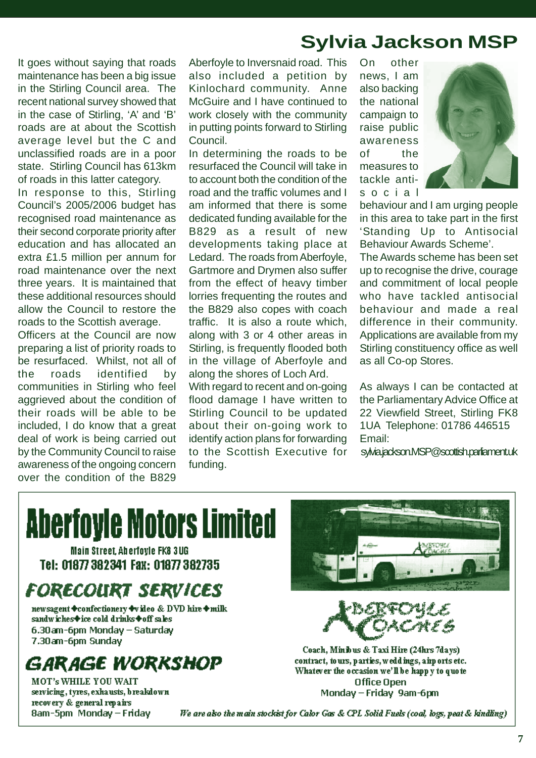## Sylvia Jackson MSP

It goes without saying that roads maintenance has been a big issue in the Stirling Council area. The recent national survey showed that in the case of Stirling, 'A' and 'B' roads are at about the Scottish average level but the C and unclassified roads are in a poor state. Stirling Council has 613km of roads in this latter category.

In response to this, Stirling Council's 2005/2006 budget has recognised road maintenance as their second corporate priority after education and has allocated an extra £1.5 million per annum for road maintenance over the next three years. It is maintained that these additional resources should allow the Council to restore the roads to the Scottish average.

Officers at the Council are now preparing a list of priority roads to be resurfaced. Whilst, not all of the roads identified by communities in Stirling who feel aggrieved about the condition of their roads will be able to be included, I do know that a great deal of work is being carried out by the Community Council to raise awareness of the ongoing concern over the condition of the B829 Aberfoyle to Inversnaid road. This also included a petition by Kinlochard community. Anne McGuire and I have continued to work closely with the community in putting points forward to Stirling Council.

In determining the roads to be resurfaced the Council will take in to account both the condition of the road and the traffic volumes and I am informed that there is some dedicated funding available for the B829 as a result of new developments taking place at Ledard. The roads from Aberfoyle, Gartmore and Drymen also suffer from the effect of heavy timber lorries frequenting the routes and the B829 also copes with coach traffic. It is also a route which, along with 3 or 4 other areas in Stirling, is frequently flooded both in the village of Aberfoyle and along the shores of Loch Ard.

With regard to recent and on-going flood damage I have written to Stirling Council to be updated about their on-going work to identify action plans for forwarding to the Scottish Executive for funding.

On other news, I am also backing the national campaign to raise public awareness of the measures to tackle anti-social behaviour and I am urging people in this area to take part in the first 'Standing Up to Antisocial Behaviour Awards Scheme'.

The Awards scheme has been set up to recognise the drive, courage and commitment of local people who have tackled antisocial behaviour and made a real difference in their community. Applications are available from my Stirling constituency office as well as all Co-op Stores.

As always I can be contacted at the Parliamentary Advice Office at 22 Viewfield Street, Stirling FK8 1UA Telephone: 01786 446515 Email: sylvia.jackson.MSP@scottish.parliament.uk

---

# Aberfoyle Motors Limited

Main Street, Aberfoyle FK8 3UG
Tel: 01877 382341 Fax: 01877 382735

## FORECOURT SERVICES

newsagent ✦ confectionery ✦ video & DVD hire ✦ milk sandwiches ✦ ice cold drinks ✦ off sales
6.30am-6pm Monday – Saturday
7.30am-6pm Sunday

## GARAGE WORKSHOP

MOT's WHILE YOU WAIT
servicing, tyres, exhausts, breakdown recovery & general repairs
8am-5pm Monday – Friday

## ABERFOYLE COACHES

Coach, Minibus & Taxi Hire (24hrs 7days)
contract, tours, parties, weddings, airports etc.
Whatever the occasion we'll be happy to quote
Office Open
Monday – Friday 9am-6pm

*We are also the main stockist for Calor Gas & CPL Solid Fuels (coal, logs, peat & kindling)*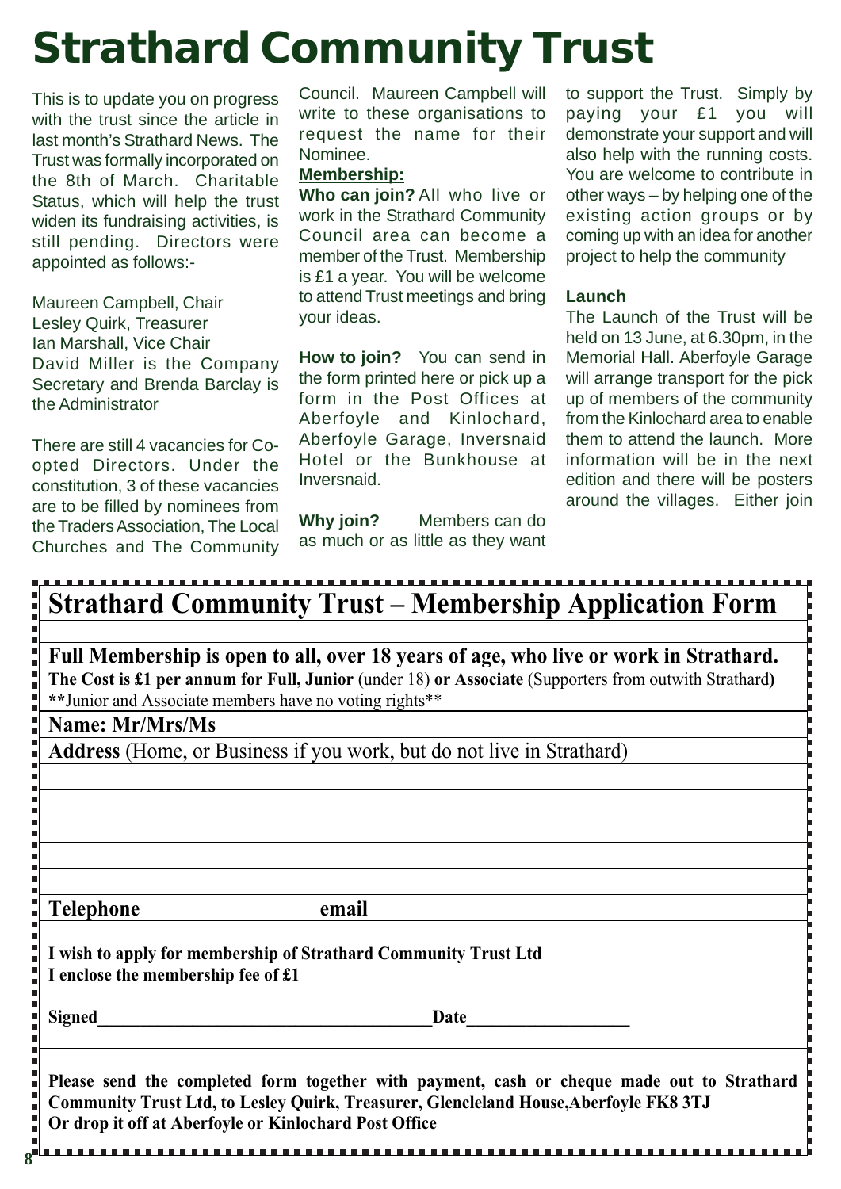# Strathard Community Trust

This is to update you on progress with the trust since the article in last month's Strathard News. The Trust was formally incorporated on the 8th of March. Charitable Status, which will help the trust widen its fundraising activities, is still pending. Directors were appointed as follows:-

Maureen Campbell, Chair
Lesley Quirk, Treasurer
Ian Marshall, Vice Chair
David Miller is the Company Secretary and Brenda Barclay is the Administrator

There are still 4 vacancies for Co-opted Directors. Under the constitution, 3 of these vacancies are to be filled by nominees from the Traders Association, The Local Churches and The Community Council. Maureen Campbell will write to these organisations to request the name for their Nominee.

**Membership:**

**Who can join?** All who live or work in the Strathard Community Council area can become a member of the Trust. Membership is £1 a year. You will be welcome to attend Trust meetings and bring your ideas.

**How to join?** You can send in the form printed here or pick up a form in the Post Offices at Aberfoyle and Kinlochard, Aberfoyle Garage, Inversnaid Hotel or the Bunkhouse at Inversnaid.

**Why join?** Members can do as much or as little as they want to support the Trust. Simply by paying your £1 you will demonstrate your support and will also help with the running costs. You are welcome to contribute in other ways – by helping one of the existing action groups or by coming up with an idea for another project to help the community

**Launch**

The Launch of the Trust will be held on 13 June, at 6.30pm, in the Memorial Hall. Aberfoyle Garage will arrange transport for the pick up of members of the community from the Kinlochard area to enable them to attend the launch. More information will be in the next edition and there will be posters around the villages. Either join

## Strathard Community Trust – Membership Application Form

**Full Membership is open to all, over 18 years of age, who live or work in Strathard.**
**The Cost is £1 per annum for Full, Junior** (under 18) **or Associate** (Supporters from outwith Strathard**)**
**\*\***Junior and Associate members have no voting rights\*\*

**Name: Mr/Mrs/Ms**

**Address** (Home, or Business if you work, but do not live in Strathard)

**Telephone** **email**

**I wish to apply for membership of Strathard Community Trust Ltd**
**I enclose the membership fee of £1**

**Signed**\_\_\_\_\_\_\_\_\_\_\_\_\_\_\_\_\_\_\_\_\_\_\_\_\_\_\_\_\_\_\_\_\_\_\_\_\_\_**Date**\_\_\_\_\_\_\_\_\_\_\_\_\_\_\_\_\_\_\_

**Please send the completed form together with payment, cash or cheque made out to Strathard Community Trust Ltd, to Lesley Quirk, Treasurer, Glencleland House,Aberfoyle FK8 3TJ**
**Or drop it off at Aberfoyle or Kinlochard Post Office**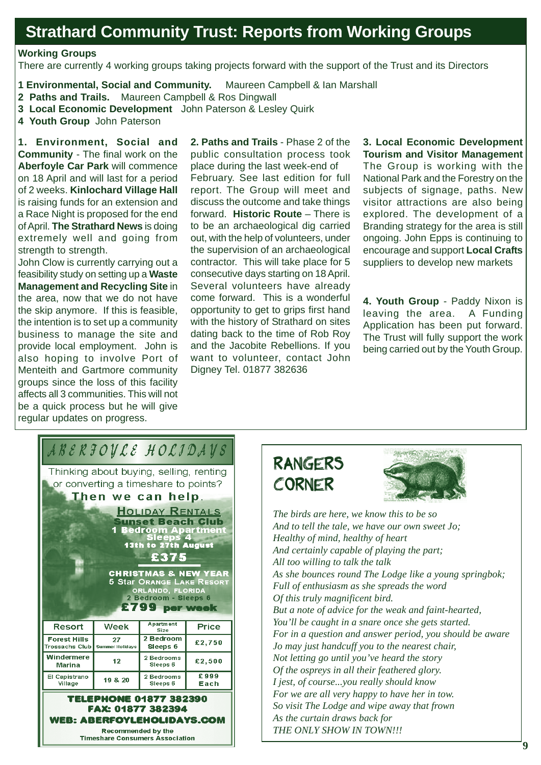## Strathard Community Trust: Reports from Working Groups

**Working Groups**

There are currently 4 working groups taking projects forward with the support of the Trust and its Directors

**1 Environmental, Social and Community.** Maureen Campbell & Ian Marshall
**2 Paths and Trails.** Maureen Campbell & Ros Dingwall
**3 Local Economic Development** John Paterson & Lesley Quirk
**4 Youth Group** John Paterson

**1. Environment, Social and Community** - The final work on the **Aberfoyle Car Park** will commence on 18 April and will last for a period of 2 weeks. **Kinlochard Village Hall** is raising funds for an extension and a Race Night is proposed for the end of April. **The Strathard News** is doing extremely well and going from strength to strength.

John Clow is currently carrying out a feasibility study on setting up a **Waste Management and Recycling Site** in the area, now that we do not have the skip anymore. If this is feasible, the intention is to set up a community business to manage the site and provide local employment. John is also hoping to involve Port of Menteith and Gartmore community groups since the loss of this facility affects all 3 communities. This will not be a quick process but he will give regular updates on progress.

**2. Paths and Trails** - Phase 2 of the public consultation process took place during the last week-end of February. See last edition for full report. The Group will meet and discuss the outcome and take things forward. **Historic Route** – There is to be an archaeological dig carried out, with the help of volunteers, under the supervision of an archaeological contractor. This will take place for 5 consecutive days starting on 18 April. Several volunteers have already come forward. This is a wonderful opportunity to get to grips first hand with the history of Strathard on sites dating back to the time of Rob Roy and the Jacobite Rebellions. If you want to volunteer, contact John Digney Tel. 01877 382636

**3. Local Economic Development Tourism and Visitor Management** The Group is working with the National Park and the Forestry on the subjects of signage, paths. New visitor attractions are also being explored. The development of a Branding strategy for the area is still ongoing. John Epps is continuing to encourage and support **Local Crafts** suppliers to develop new markets

**4. Youth Group** - Paddy Nixon is leaving the area. A Funding Application has been put forward. The Trust will fully support the work being carried out by the Youth Group.

## ABERFOYLE HOLIDAYS

Thinking about buying, selling, renting or converting a timeshare to points?

**Then we can help.**

**HOLIDAY RENTALS**
**Sunset Beach Club**
**1 Bedroom Apartment**
**Sleeps 4**
**13th to 27th August**
**£375**

**CHRISTMAS & NEW YEAR**
**5 Star ORANGE LAKE RESORT**
**ORLANDO, FLORIDA**
**2 Bedroom - Sleeps 6**
**£799 per week**

| Resort | Week | Apartment Size | Price |
|---|---|---|---|
| Forest Hills Trossachs Club | 27 Summer Holidays | 2 Bedroom Sleeps 6 | £2,750 |
| Windermere Marina | 12 | 2 Bedrooms Sleeps 6 | £2,500 |
| El Capistrano Village | 19 & 20 | 2 Bedrooms Sleeps 6 | £999 Each |

**TELEPHONE 01877 382390**
**FAX: 01877 382394**
**WEB: ABERFOYLEHOLIDAYS.COM**

Recommended by the Timeshare Consumers Association

## RANGERS CORNER

*The birds are here, we know this to be so*
*And to tell the tale, we have our own sweet Jo;*
*Healthy of mind, healthy of heart*
*And certainly capable of playing the part;*
*All too willing to talk the talk*
*As she bounces round The Lodge like a young springbok;*
*Full of enthusiasm as she spreads the word*
*Of this truly magnificent bird.*
*But a note of advice for the weak and faint-hearted,*
*You'll be caught in a snare once she gets started.*
*For in a question and answer period, you should be aware*
*Jo may just handcuff you to the nearest chair,*
*Not letting go until you've heard the story*
*Of the ospreys in all their feathered glory.*
*I jest, of course...you really should know*
*For we are all very happy to have her in tow.*
*So visit The Lodge and wipe away that frown*
*As the curtain draws back for*
*THE ONLY SHOW IN TOWN!!!*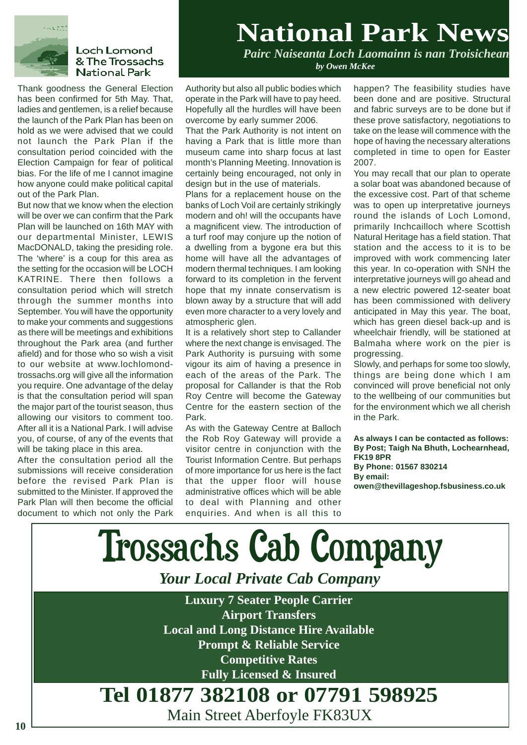Loch Lomond & The Trossachs National Park

# National Park News

*Pairc Naiseanta Loch Laomainn is nan Troisichean*

***by Owen McKee***

Thank goodness the General Election has been confirmed for 5th May. That, ladies and gentlemen, is a relief because the launch of the Park Plan has been on hold as we were advised that we could not launch the Park Plan if the consultation period coincided with the Election Campaign for fear of political bias. For the life of me I cannot imagine how anyone could make political capital out of the Park Plan.

But now that we know when the election will be over we can confirm that the Park Plan will be launched on 16th MAY with our departmental Minister, LEWIS MacDONALD, taking the presiding role. The 'where' is a coup for this area as the setting for the occasion will be LOCH KATRINE. There then follows a consultation period which will stretch through the summer months into September. You will have the opportunity to make your comments and suggestions as there will be meetings and exhibitions throughout the Park area (and further afield) and for those who so wish a visit to our website at www.lochlomond-trossachs.org will give all the information you require. One advantage of the delay is that the consultation period will span the major part of the tourist season, thus allowing our visitors to comment too. After all it is a National Park. I will advise you, of course, of any of the events that will be taking place in this area.

After the consultation period all the submissions will receive consideration before the revised Park Plan is submitted to the Minister. If approved the Park Plan will then become the official document to which not only the Park Authority but also all public bodies which operate in the Park will have to pay heed. Hopefully all the hurdles will have been overcome by early summer 2006.

That the Park Authority is not intent on having a Park that is little more than museum came into sharp focus at last month's Planning Meeting. Innovation is certainly being encouraged, not only in design but in the use of materials.

Plans for a replacement house on the banks of Loch Voil are certainly strikingly modern and oh! will the occupants have a magnificent view. The introduction of a turf roof may conjure up the notion of a dwelling from a bygone era but this home will have all the advantages of modern thermal techniques. I am looking forward to its completion in the fervent hope that my innate conservatism is blown away by a structure that will add even more character to a very lovely and atmospheric glen.

It is a relatively short step to Callander where the next change is envisaged. The Park Authority is pursuing with some vigour its aim of having a presence in each of the areas of the Park. The proposal for Callander is that the Rob Roy Centre will become the Gateway Centre for the eastern section of the Park.

As with the Gateway Centre at Balloch the Rob Roy Gateway will provide a visitor centre in conjunction with the Tourist Information Centre. But perhaps of more importance for us here is the fact that the upper floor will house administrative offices which will be able to deal with Planning and other enquiries. And when is all this to happen? The feasibility studies have been done and are positive. Structural and fabric surveys are to be done but if these prove satisfactory, negotiations to take on the lease will commence with the hope of having the necessary alterations completed in time to open for Easter 2007.

You may recall that our plan to operate a solar boat was abandoned because of the excessive cost. Part of that scheme was to open up interpretative journeys round the islands of Loch Lomond, primarily Inchcailloch where Scottish Natural Heritage has a field station. That station and the access to it is to be improved with work commencing later this year. In co-operation with SNH the interpretative journeys will go ahead and a new electric powered 12-seater boat has been commissioned with delivery anticipated in May this year. The boat, which has green diesel back-up and is wheelchair friendly, will be stationed at Balmaha where work on the pier is progressing.

Slowly, and perhaps for some too slowly, things are being done which I am convinced will prove beneficial not only to the wellbeing of our communities but for the environment which we all cherish in the Park.

**As always I can be contacted as follows:**
**By Post; Taigh Na Bhuth, Lochearnhead, FK19 8PR**
**By Phone: 01567 830214**
**By email:**
**owen@thevillageshop.fsbusiness.co.uk**

# Trossachs Cab Company

*Your Local Private Cab Company*

**Luxury 7 Seater People Carrier**
**Airport Transfers**
**Local and Long Distance Hire Available**
**Prompt & Reliable Service**
**Competitive Rates**
**Fully Licensed & Insured**

**Tel 01877 382108 or 07791 598925**

Main Street Aberfoyle FK83UX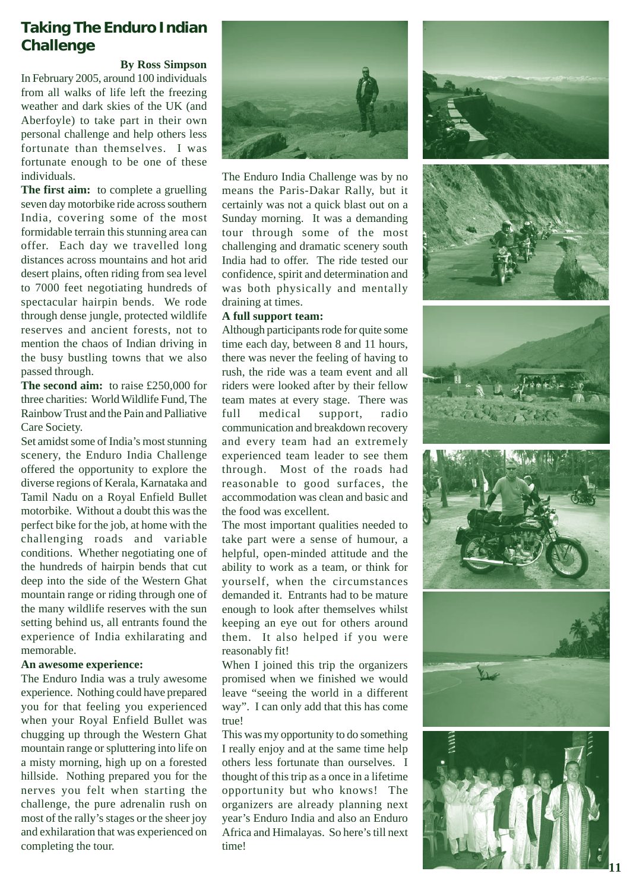# Taking The Enduro Indian Challenge

**By Ross Simpson**

In February 2005, around 100 individuals from all walks of life left the freezing weather and dark skies of the UK (and Aberfoyle) to take part in their own personal challenge and help others less fortunate than themselves. I was fortunate enough to be one of these individuals.

**The first aim:** to complete a gruelling seven day motorbike ride across southern India, covering some of the most formidable terrain this stunning area can offer. Each day we travelled long distances across mountains and hot arid desert plains, often riding from sea level to 7000 feet negotiating hundreds of spectacular hairpin bends. We rode through dense jungle, protected wildlife reserves and ancient forests, not to mention the chaos of Indian driving in the busy bustling towns that we also passed through.

**The second aim:** to raise £250,000 for three charities: World Wildlife Fund, The Rainbow Trust and the Pain and Palliative Care Society.

Set amidst some of India's most stunning scenery, the Enduro India Challenge offered the opportunity to explore the diverse regions of Kerala, Karnataka and Tamil Nadu on a Royal Enfield Bullet motorbike. Without a doubt this was the perfect bike for the job, at home with the challenging roads and variable conditions. Whether negotiating one of the hundreds of hairpin bends that cut deep into the side of the Western Ghat mountain range or riding through one of the many wildlife reserves with the sun setting behind us, all entrants found the experience of India exhilarating and memorable.

**An awesome experience:**

The Enduro India was a truly awesome experience. Nothing could have prepared you for that feeling you experienced when your Royal Enfield Bullet was chugging up through the Western Ghat mountain range or spluttering into life on a misty morning, high up on a forested hillside. Nothing prepared you for the nerves you felt when starting the challenge, the pure adrenalin rush on most of the rally's stages or the sheer joy and exhilaration that was experienced on completing the tour.

The Enduro India Challenge was by no means the Paris-Dakar Rally, but it certainly was not a quick blast out on a Sunday morning. It was a demanding tour through some of the most challenging and dramatic scenery south India had to offer. The ride tested our confidence, spirit and determination and was both physically and mentally draining at times.

**A full support team:**

Although participants rode for quite some time each day, between 8 and 11 hours, there was never the feeling of having to rush, the ride was a team event and all riders were looked after by their fellow team mates at every stage. There was full medical support, radio communication and breakdown recovery and every team had an extremely experienced team leader to see them through. Most of the roads had reasonable to good surfaces, the accommodation was clean and basic and the food was excellent.

The most important qualities needed to take part were a sense of humour, a helpful, open-minded attitude and the ability to work as a team, or think for yourself, when the circumstances demanded it. Entrants had to be mature enough to look after themselves whilst keeping an eye out for others around them. It also helped if you were reasonably fit!

When I joined this trip the organizers promised when we finished we would leave "seeing the world in a different way". I can only add that this has come true!

This was my opportunity to do something I really enjoy and at the same time help others less fortunate than ourselves. I thought of this trip as a once in a lifetime opportunity but who knows! The organizers are already planning next year's Enduro India and also an Enduro Africa and Himalayas. So here's till next time!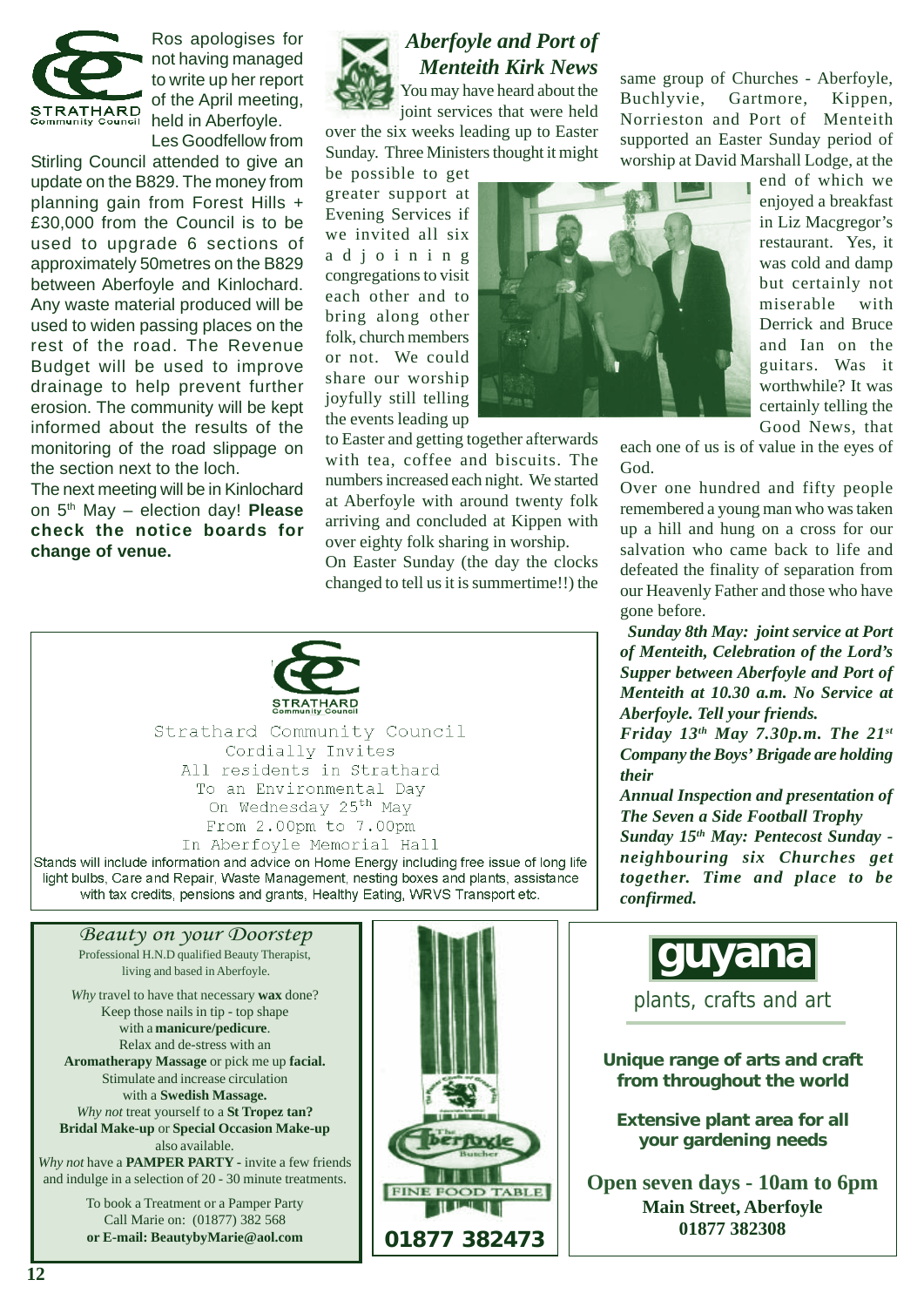Ros apologises for not having managed to write up her report of the April meeting, held in Aberfoyle.

Les Goodfellow from Stirling Council attended to give an update on the B829. The money from planning gain from Forest Hills + £30,000 from the Council is to be used to upgrade 6 sections of approximately 50metres on the B829 between Aberfoyle and Kinlochard. Any waste material produced will be used to widen passing places on the rest of the road. The Revenue Budget will be used to improve drainage to help prevent further erosion. The community will be kept informed about the results of the monitoring of the road slippage on the section next to the loch.

The next meeting will be in Kinlochard on 5th May – election day! **Please check the notice boards for change of venue.**

## *Aberfoyle and Port of Menteith Kirk News*

You may have heard about the joint services that were held over the six weeks leading up to Easter Sunday. Three Ministers thought it might be possible to get greater support at Evening Services if we invited all six adjoining congregations to visit each other and to bring along other folk, church members or not. We could share our worship joyfully still telling the events leading up to Easter and getting together afterwards with tea, coffee and biscuits. The numbers increased each night. We started at Aberfoyle with around twenty folk arriving and concluded at Kippen with over eighty folk sharing in worship.

On Easter Sunday (the day the clocks changed to tell us it is summertime!!) the same group of Churches - Aberfoyle, Buchlyvie, Gartmore, Kippen, Norrieston and Port of Menteith supported an Easter Sunday period of worship at David Marshall Lodge, at the end of which we enjoyed a breakfast in Liz Macgregor's restaurant. Yes, it was cold and damp but certainly not miserable with Derrick and Bruce and Ian on the guitars. Was it worthwhile? It was certainly telling the Good News, that each one of us is of value in the eyes of God.

Over one hundred and fifty people remembered a young man who was taken up a hill and hung on a cross for our salvation who came back to life and defeated the finality of separation from our Heavenly Father and those who have gone before.

***Sunday 8th May: joint service at Port of Menteith, Celebration of the Lord's Supper between Aberfoyle and Port of Menteith at 10.30 a.m. No Service at Aberfoyle. Tell your friends.***

***Friday 13th May 7.30p.m. The 21st Company the Boys' Brigade are holding their***

***Annual Inspection and presentation of The Seven a Side Football Trophy***

***Sunday 15th May: Pentecost Sunday - neighbouring six Churches get together. Time and place to be confirmed.***

---

STRATHARD Community Council

Strathard Community Council
Cordially Invites
All residents in Strathard
To an Environmental Day
On Wednesday 25th May
From 2.00pm to 7.00pm
In Aberfoyle Memorial Hall

Stands will include information and advice on Home Energy including free issue of long life light bulbs, Care and Repair, Waste Management, nesting boxes and plants, assistance with tax credits, pensions and grants, Healthy Eating, WRVS Transport etc.

---

### *Beauty on your Doorstep*

Professional H.N.D qualified Beauty Therapist, living and based in Aberfoyle.

*Why* travel to have that necessary **wax** done?
Keep those nails in tip - top shape with a **manicure/pedicure**.
Relax and de-stress with an **Aromatherapy Massage** or pick me up **facial.**
Stimulate and increase circulation with a **Swedish Massage.**
*Why not* treat yourself to a **St Tropez tan?**
**Bridal Make-up** or **Special Occasion Make-up** also available.
*Why not* have a **PAMPER PARTY -** invite a few friends and indulge in a selection of 20 - 30 minute treatments.

To book a Treatment or a Pamper Party
Call Marie on: (01877) 382 568
**or E-mail: BeautybyMarie@aol.com**

---

The Aberfoyle Butcher
FINE FOOD TABLE
**01877 382473**

---

**guyana**

plants, crafts and art

**Unique range of arts and craft from throughout the world**

**Extensive plant area for all your gardening needs**

**Open seven days - 10am to 6pm**
**Main Street, Aberfoyle**
**01877 382308**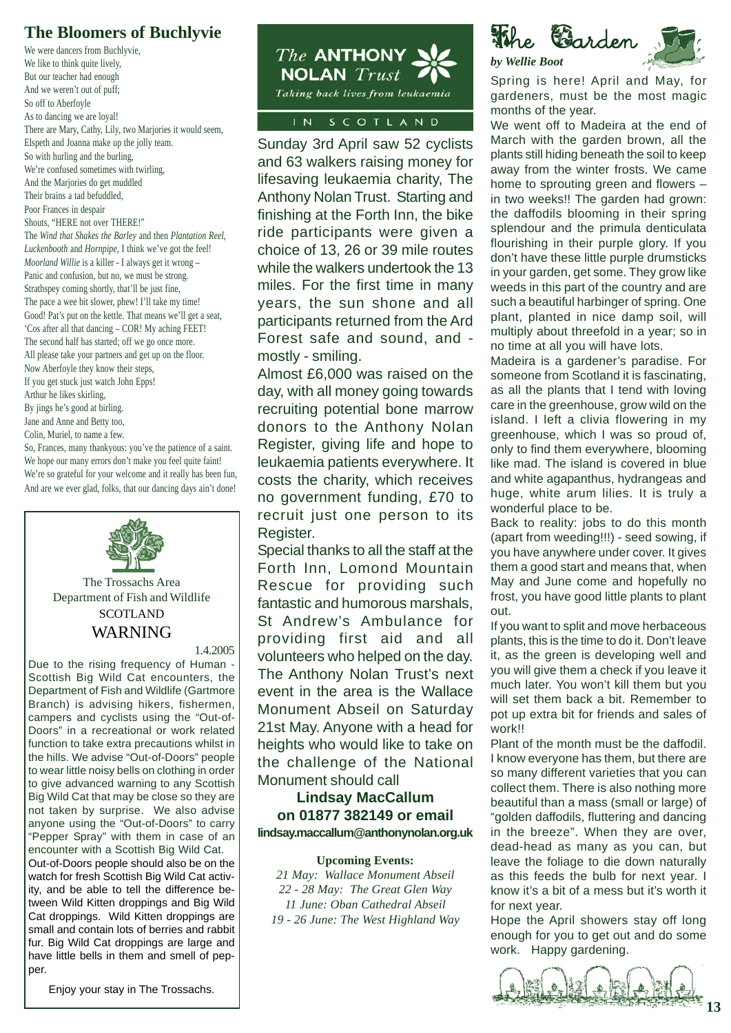## The Bloomers of Buchlyvie

We were dancers from Buchlyvie,
We like to think quite lively,
But our teacher had enough
And we weren't out of puff;
So off to Aberfoyle
As to dancing we are loyal!
There are Mary, Cathy, Lily, two Marjories it would seem,
Elspeth and Joanna make up the jolly team.
So with hurling and the burling,
We're confused sometimes with twirling,
And the Marjories do get muddled
Their brains a tad befuddled,
Poor Frances in despair
Shouts, "HERE not over THERE!"
The *Wind that Shakes the Barley* and then *Plantation Reel*,
*Luckenbooth* and *Hornpipe*, I think we've got the feel!
*Moorland Willie* is a killer - I always get it wrong –
Panic and confusion, but no, we must be strong.
Strathspey coming shortly, that'll be just fine,
The pace a wee bit slower, phew! I'll take my time!
Good! Pat's put on the kettle. That means we'll get a seat,
'Cos after all that dancing – COR! My aching FEET!
The second half has started; off we go once more.
All please take your partners and get up on the floor.
Now Aberfoyle they know their steps,
If you get stuck just watch John Epps!
Arthur he likes skirling,
By jings he's good at birling.
Jane and Anne and Betty too,
Colin, Muriel, to name a few.
So, Frances, many thankyous: you've the patience of a saint.
We hope our many errors don't make you feel quite faint!
We're so grateful for your welcome and it really has been fun,
And are we ever glad, folks, that our dancing days ain't done!

The Trossachs Area
Department of Fish and Wildlife
SCOTLAND
WARNING

1.4.2005

Due to the rising frequency of Human - Scottish Big Wild Cat encounters, the Department of Fish and Wildlife (Gartmore Branch) is advising hikers, fishermen, campers and cyclists using the "Out-of-Doors" in a recreational or work related function to take extra precautions whilst in the hills. We advise "Out-of-Doors" people to wear little noisy bells on clothing in order to give advanced warning to any Scottish Big Wild Cat that may be close so they are not taken by surprise. We also advise anyone using the "Out-of-Doors" to carry "Pepper Spray" with them in case of an encounter with a Scottish Big Wild Cat.
Out-of-Doors people should also be on the watch for fresh Scottish Big Wild Cat activity, and be able to tell the difference between Wild Kitten droppings and Big Wild Cat droppings. Wild Kitten droppings are small and contain lots of berries and rabbit fur. Big Wild Cat droppings are large and have little bells in them and smell of pepper.

Enjoy your stay in The Trossachs.

## The ANTHONY NOLAN Trust

*Taking back lives from leukaemia*

IN SCOTLAND

Sunday 3rd April saw 52 cyclists and 63 walkers raising money for lifesaving leukaemia charity, The Anthony Nolan Trust. Starting and finishing at the Forth Inn, the bike ride participants were given a choice of 13, 26 or 39 mile routes while the walkers undertook the 13 miles. For the first time in many years, the sun shone and all participants returned from the Ard Forest safe and sound, and - mostly - smiling.

Almost £6,000 was raised on the day, with all money going towards recruiting potential bone marrow donors to the Anthony Nolan Register, giving life and hope to leukaemia patients everywhere. It costs the charity, which receives no government funding, £70 to recruit just one person to its Register.

Special thanks to all the staff at the Forth Inn, Lomond Mountain Rescue for providing such fantastic and humorous marshals, St Andrew's Ambulance for providing first aid and all volunteers who helped on the day. The Anthony Nolan Trust's next event in the area is the Wallace Monument Abseil on Saturday 21st May. Anyone with a head for heights who would like to take on the challenge of the National Monument should call

**Lindsay MacCallum on 01877 382149 or email lindsay.maccallum@anthonynolan.org.uk**

**Upcoming Events:**

*21 May: Wallace Monument Abseil*
*22 - 28 May: The Great Glen Way*
*11 June: Oban Cathedral Abseil*
*19 - 26 June: The West Highland Way*

## The Garden

*by Wellie Boot*

Spring is here! April and May, for gardeners, must be the most magic months of the year.

We went off to Madeira at the end of March with the garden brown, all the plants still hiding beneath the soil to keep away from the winter frosts. We came home to sprouting green and flowers – in two weeks!! The garden had grown: the daffodils blooming in their spring splendour and the primula denticulata flourishing in their purple glory. If you don't have these little purple drumsticks in your garden, get some. They grow like weeds in this part of the country and are such a beautiful harbinger of spring. One plant, planted in nice damp soil, will multiply about threefold in a year; so in no time at all you will have lots.

Madeira is a gardener's paradise. For someone from Scotland it is fascinating, as all the plants that I tend with loving care in the greenhouse, grow wild on the island. I left a clivia flowering in my greenhouse, which I was so proud of, only to find them everywhere, blooming like mad. The island is covered in blue and white agapanthus, hydrangeas and huge, white arum lilies. It is truly a wonderful place to be.

Back to reality: jobs to do this month (apart from weeding!!!) - seed sowing, if you have anywhere under cover. It gives them a good start and means that, when May and June come and hopefully no frost, you have good little plants to plant out.

If you want to split and move herbaceous plants, this is the time to do it. Don't leave it, as the green is developing well and you will give them a check if you leave it much later. You won't kill them but you will set them back a bit. Remember to pot up extra bit for friends and sales of work!!

Plant of the month must be the daffodil. I know everyone has them, but there are so many different varieties that you can collect them. There is also nothing more beautiful than a mass (small or large) of "golden daffodils, fluttering and dancing in the breeze". When they are over, dead-head as many as you can, but leave the foliage to die down naturally as this feeds the bulb for next year. I know it's a bit of a mess but it's worth it for next year.

Hope the April showers stay off long enough for you to get out and do some work. Happy gardening.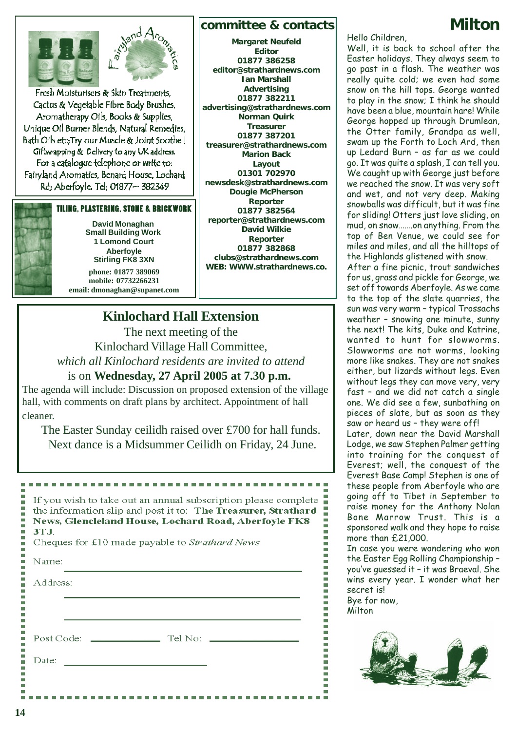Fairyland Aromatics

Fresh Moisturisers & Skin Treatments, Cactus & Vegetable Fibre Body Brushes, Aromatherapy Oils, Books & Supplies, Unique Oil Burner Blends, Natural Remedies, Bath Oils etc;Try our Muscle & Joint Soothe ! Giftwrapping & Delivery to any UK address. For a catalogue telephone or write to: Fairyland Aromatics, Benard House, Lochard Rd; Aberfoyle. Tel; 01877~ 382349

**TILING, PLASTERING, STONE & BRICKWORK**

**David Monaghan**
**Small Building Work**
**1 Lomond Court**
**Aberfoyle**
**Stirling FK8 3XN**
**phone: 01877 389069**
**mobile: 07732266231**
**email: dmonaghan@supanet.com**

## committee & contacts

**Margaret Neufeld**
**Editor**
**01877 386258**
**editor@strathardnews.com**
**Ian Marshall**
**Advertising**
**01877 382211**
**advertising@strathardnews.com**
**Norman Quirk**
**Treasurer**
**01877 387201**
**treasurer@strathardnews.com**
**Marion Back**
**Layout**
**01301 702970**
**newsdesk@strathardnews.com**
**Dougie McPherson**
**Reporter**
**01877 382564**
**reporter@strathardnews.com**
**David Wilkie**
**Reporter**
**01877 382868**
**clubs@strathardnews.com**
**WEB: WWW.strathardnews.co.**

## Kinlochard Hall Extension

The next meeting of the Kinlochard Village Hall Committee, *which all Kinlochard residents are invited to attend* is on **Wednesday, 27 April 2005 at 7.30 p.m.**

The agenda will include: Discussion on proposed extension of the village hall, with comments on draft plans by architect. Appointment of hall cleaner.

The Easter Sunday ceilidh raised over £700 for hall funds. Next dance is a Midsummer Ceilidh on Friday, 24 June.

If you wish to take out an annual subscription please complete the information slip and post it to: **The Treasurer, Strathard News, Glencleland House, Lochard Road, Aberfoyle FK8 3TJ.**

Cheques for £10 made payable to *Strathard News*

Name: \_\_\_\_\_\_\_\_\_\_\_\_\_\_\_\_\_\_\_\_

Address: \_\_\_\_\_\_\_\_\_\_\_\_\_\_\_\_\_\_\_\_

\_\_\_\_\_\_\_\_\_\_\_\_\_\_\_\_\_\_\_\_

Post Code: \_\_\_\_\_\_\_\_\_\_ Tel No: \_\_\_\_\_\_\_\_\_\_

Date: \_\_\_\_\_\_\_\_\_\_\_\_\_\_\_\_\_\_\_\_

# Milton

Hello Children,

Well, it is back to school after the Easter holidays. They always seem to go past in a flash. The weather was really quite cold; we even had some snow on the hill tops. George wanted to play in the snow; I think he should have been a blue, mountain hare! While George hopped up through Drumlean, the Otter family, Grandpa as well, swam up the Forth to Loch Ard, then up Ledard Burn – as far as we could go. It was quite a splash, I can tell you. We caught up with George just before we reached the snow. It was very soft and wet, and not very deep. Making snowballs was difficult, but it was fine for sliding! Otters just love sliding, on mud, on snow…….on anything. From the top of Ben Venue, we could see for miles and miles, and all the hilltops of the Highlands glistened with snow.

After a fine picnic, trout sandwiches for us, grass and pickle for George, we set off towards Aberfoyle. As we came to the top of the slate quarries, the sun was very warm – typical Trossachs weather – snowing one minute, sunny the next! The kits, Duke and Katrine, wanted to hunt for slowworms. Slowworms are not worms, looking more like snakes. They are not snakes either, but lizards without legs. Even without legs they can move very, very fast – and we did not catch a single one. We did see a few, sunbathing on pieces of slate, but as soon as they saw or heard us – they were off!

Later, down near the David Marshall Lodge, we saw Stephen Palmer getting into training for the conquest of Everest; well, the conquest of the Everest Base Camp! Stephen is one of these people from Aberfoyle who are going off to Tibet in September to raise money for the Anthony Nolan Bone Marrow Trust. This is a sponsored walk and they hope to raise more than £21,000.

In case you were wondering who won the Easter Egg Rolling Championship – you've guessed it – it was Braeval. She wins every year. I wonder what her secret is!

Bye for now,
Milton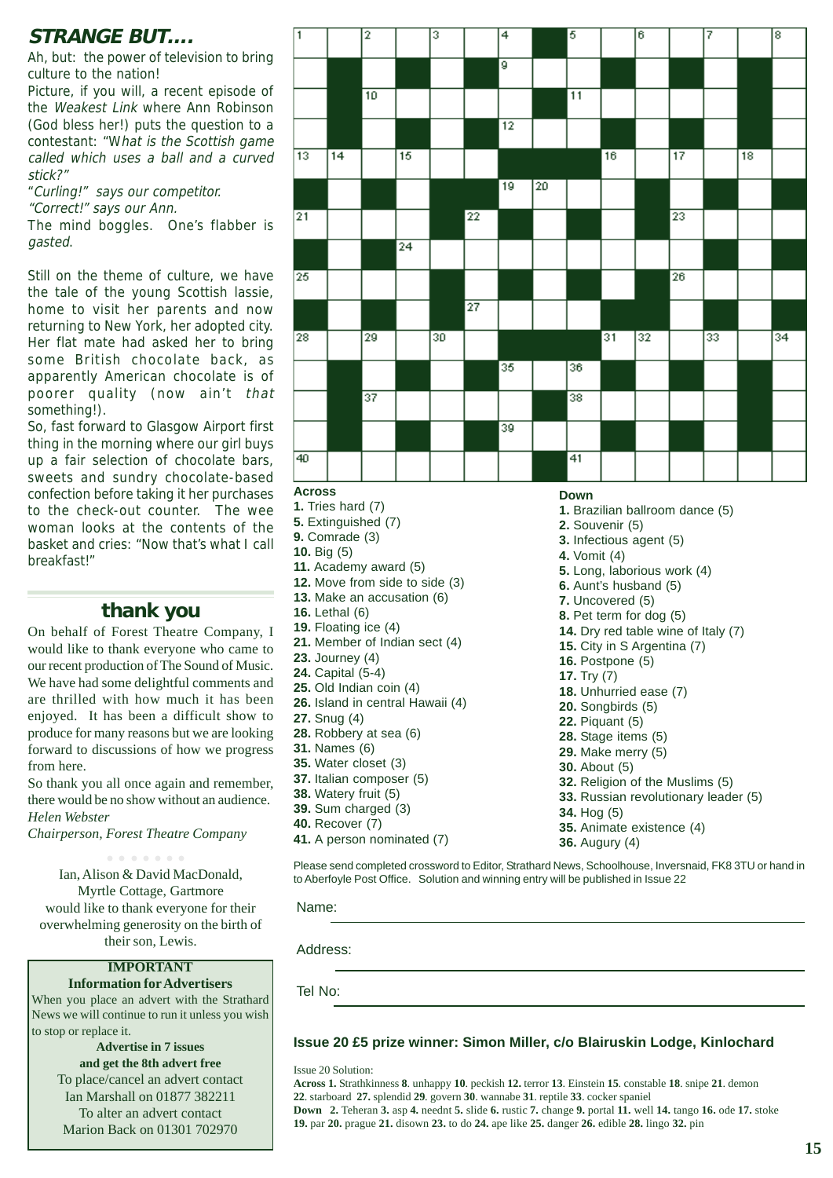## STRANGE BUT....

Ah, but: the power of television to bring culture to the nation!

Picture, if you will, a recent episode of the *Weakest Link* where Ann Robinson (God bless her!) puts the question to a contestant: "W*hat is the Scottish game called which uses a ball and a curved stick?"*

"*Curling!" says our competitor.*

*"Correct!" says our Ann.*

The mind boggles. One's flabber is *gasted*.

Still on the theme of culture, we have the tale of the young Scottish lassie, home to visit her parents and now returning to New York, her adopted city. Her flat mate had asked her to bring some British chocolate back, as apparently American chocolate is of poorer quality (now ain't *that* something!).

So, fast forward to Glasgow Airport first thing in the morning where our girl buys up a fair selection of chocolate bars, sweets and sundry chocolate-based confection before taking it her purchases to the check-out counter. The wee woman looks at the contents of the basket and cries: "Now that's what I call breakfast!"

## thank you

On behalf of Forest Theatre Company, I would like to thank everyone who came to our recent production of The Sound of Music. We have had some delightful comments and are thrilled with how much it has been enjoyed. It has been a difficult show to produce for many reasons but we are looking forward to discussions of how we progress from here.

So thank you all once again and remember, there would be no show without an audience.

*Helen Webster*

*Chairperson, Forest Theatre Company*

Ian, Alison & David MacDonald, Myrtle Cottage, Gartmore would like to thank everyone for their overwhelming generosity on the birth of their son, Lewis.

**IMPORTANT**
**Information for Advertisers**

When you place an advert with the Strathard News we will continue to run it unless you wish to stop or replace it.

**Advertise in 7 issues and get the 8th advert free**

To place/cancel an advert contact Ian Marshall on 01877 382211

To alter an advert contact Marion Back on 01301 702970

**Across**

**1.** Tries hard (7)
**5.** Extinguished (7)
**9.** Comrade (3)
**10.** Big (5)
**11.** Academy award (5)
**12.** Move from side to side (3)
**13.** Make an accusation (6)
**16.** Lethal (6)
**19.** Floating ice (4)
**21.** Member of Indian sect (4)
**23.** Journey (4)
**24.** Capital (5-4)
**25.** Old Indian coin (4)
**26.** Island in central Hawaii (4)
**27.** Snug (4)
**28.** Robbery at sea (6)
**31.** Names (6)
**35.** Water closet (3)
**37.** Italian composer (5)
**38.** Watery fruit (5)
**39.** Sum charged (3)
**40.** Recover (7)
**41.** A person nominated (7)

**Down**

**1.** Brazilian ballroom dance (5)
**2.** Souvenir (5)
**3.** Infectious agent (5)
**4.** Vomit (4)
**5.** Long, laborious work (4)
**6.** Aunt's husband (5)
**7.** Uncovered (5)
**8.** Pet term for dog (5)
**14.** Dry red table wine of Italy (7)
**15.** City in S Argentina (7)
**16.** Postpone (5)
**17.** Try (7)
**18.** Unhurried ease (7)
**20.** Songbirds (5)
**22.** Piquant (5)
**28.** Stage items (5)
**29.** Make merry (5)
**30.** About (5)
**32.** Religion of the Muslims (5)
**33.** Russian revolutionary leader (5)
**34.** Hog (5)
**35.** Animate existence (4)
**36.** Augury (4)

Please send completed crossword to Editor, Strathard News, Schoolhouse, Inversnaid, FK8 3TU or hand in to Aberfoyle Post Office. Solution and winning entry will be published in Issue 22

Name:

Address:

Tel No:

**Issue 20 £5 prize winner: Simon Miller, c/o Blairuskin Lodge, Kinlochard**

Issue 20 Solution:

**Across 1.** Strathkinness **8**. unhappy **10**. peckish **12.** terror **13**. Einstein **15**. constable **18**. snipe **21**. demon **22**. starboard **27.** splendid **29**. govern **30**. wannabe **31**. reptile **33**. cocker spaniel

**Down 2.** Teheran **3.** asp **4.** neednt **5.** slide **6.** rustic **7.** change **9.** portal **11.** well **14.** tango **16.** ode **17.** stoke **19.** par **20.** prague **21.** disown **23.** to do **24.** ape like **25.** danger **26.** edible **28.** lingo **32.** pin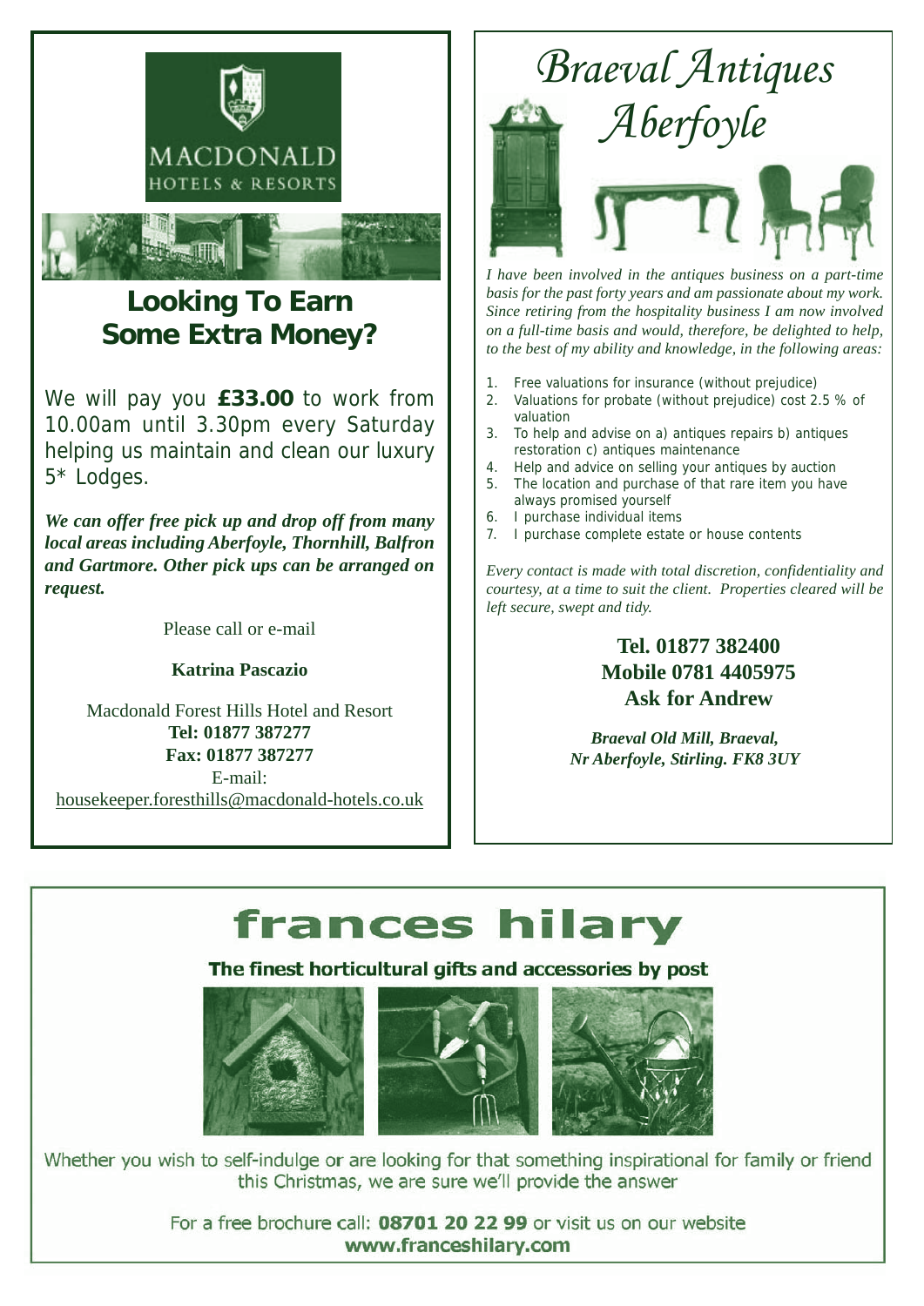MACDONALD
HOTELS & RESORTS

## Looking To Earn Some Extra Money?

We will pay you **£33.00** to work from 10.00am until 3.30pm every Saturday helping us maintain and clean our luxury 5* Lodges.

***We can offer free pick up and drop off from many local areas including Aberfoyle, Thornhill, Balfron and Gartmore. Other pick ups can be arranged on request.***

Please call or e-mail

**Katrina Pascazio**

Macdonald Forest Hills Hotel and Resort
**Tel: 01877 387277**
**Fax: 01877 387277**
E-mail:
housekeeper.foresthills@macdonald-hotels.co.uk

# *Braeval Antiques Aberfoyle*

*I have been involved in the antiques business on a part-time basis for the past forty years and am passionate about my work. Since retiring from the hospitality business I am now involved on a full-time basis and would, therefore, be delighted to help, to the best of my ability and knowledge, in the following areas:*

1. Free valuations for insurance (without prejudice)
2. Valuations for probate (without prejudice) cost 2.5 % of valuation
3. To help and advise on a) antiques repairs b) antiques restoration c) antiques maintenance
4. Help and advice on selling your antiques by auction
5. The location and purchase of that rare item you have always promised yourself
6. I purchase individual items
7. I purchase complete estate or house contents

*Every contact is made with total discretion, confidentiality and courtesy, at a time to suit the client. Properties cleared will be left secure, swept and tidy.*

**Tel. 01877 382400**
**Mobile 0781 4405975**
**Ask for Andrew**

***Braeval Old Mill, Braeval, Nr Aberfoyle, Stirling. FK8 3UY***

# frances hilary

**The finest horticultural gifts and accessories by post**

Whether you wish to self-indulge or are looking for that something inspirational for family or friend this Christmas, we are sure we'll provide the answer

For a free brochure call: **08701 20 22 99** or visit us on our website
**www.franceshilary.com**